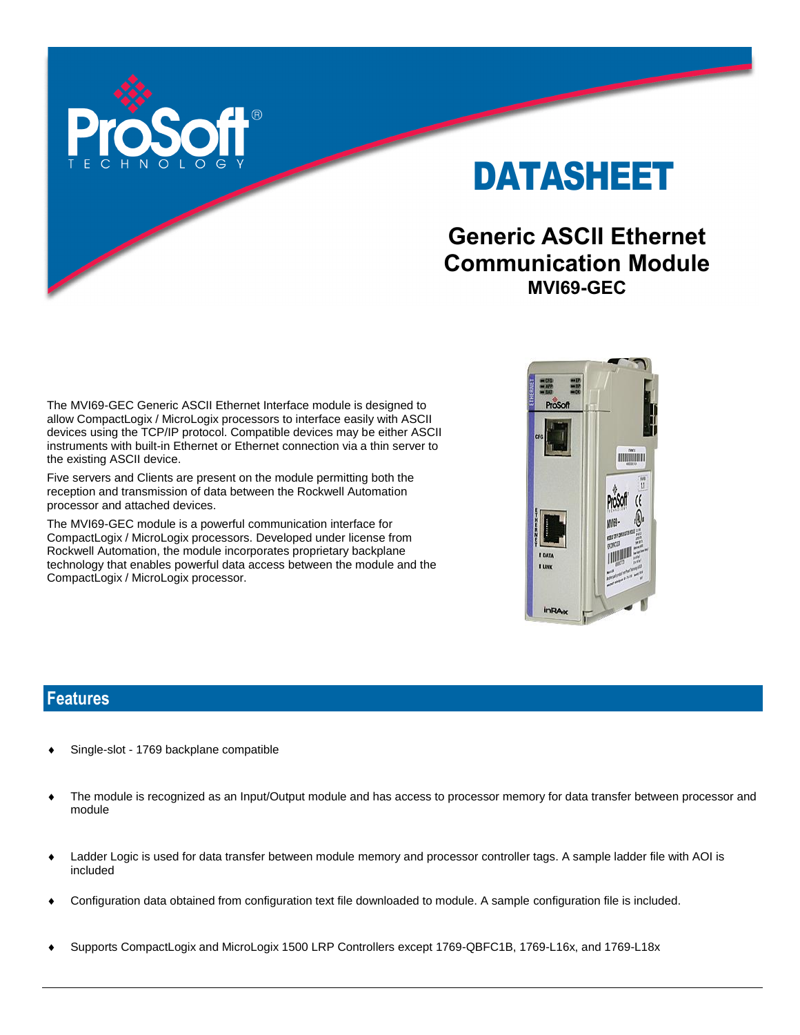ProSoft® TECHNOLOGY

# DATASHEET

## Generic ASCII Ethernet Communication Module

### MVI69-GEC

The MVI69-GEC Generic ASCII Ethernet Interface module is designed to allow CompactLogix / MicroLogix processors to interface easily with ASCII devices using the TCP/IP protocol. Compatible devices may be either ASCII instruments with built-in Ethernet or Ethernet connection via a thin server to the existing ASCII device.

Five servers and Clients are present on the module permitting both the reception and transmission of data between the Rockwell Automation processor and attached devices.

The MVI69-GEC module is a powerful communication interface for CompactLogix / MicroLogix processors. Developed under license from Rockwell Automation, the module incorporates proprietary backplane technology that enables powerful data access between the module and the CompactLogix / MicroLogix processor.

## Features

- Single-slot - 1769 backplane compatible
- The module is recognized as an Input/Output module and has access to processor memory for data transfer between processor and module
- Ladder Logic is used for data transfer between module memory and processor controller tags. A sample ladder file with AOI is included
- Configuration data obtained from configuration text file downloaded to module. A sample configuration file is included.
- Supports CompactLogix and MicroLogix 1500 LRP Controllers except 1769-QBFC1B, 1769-L16x, and 1769-L18x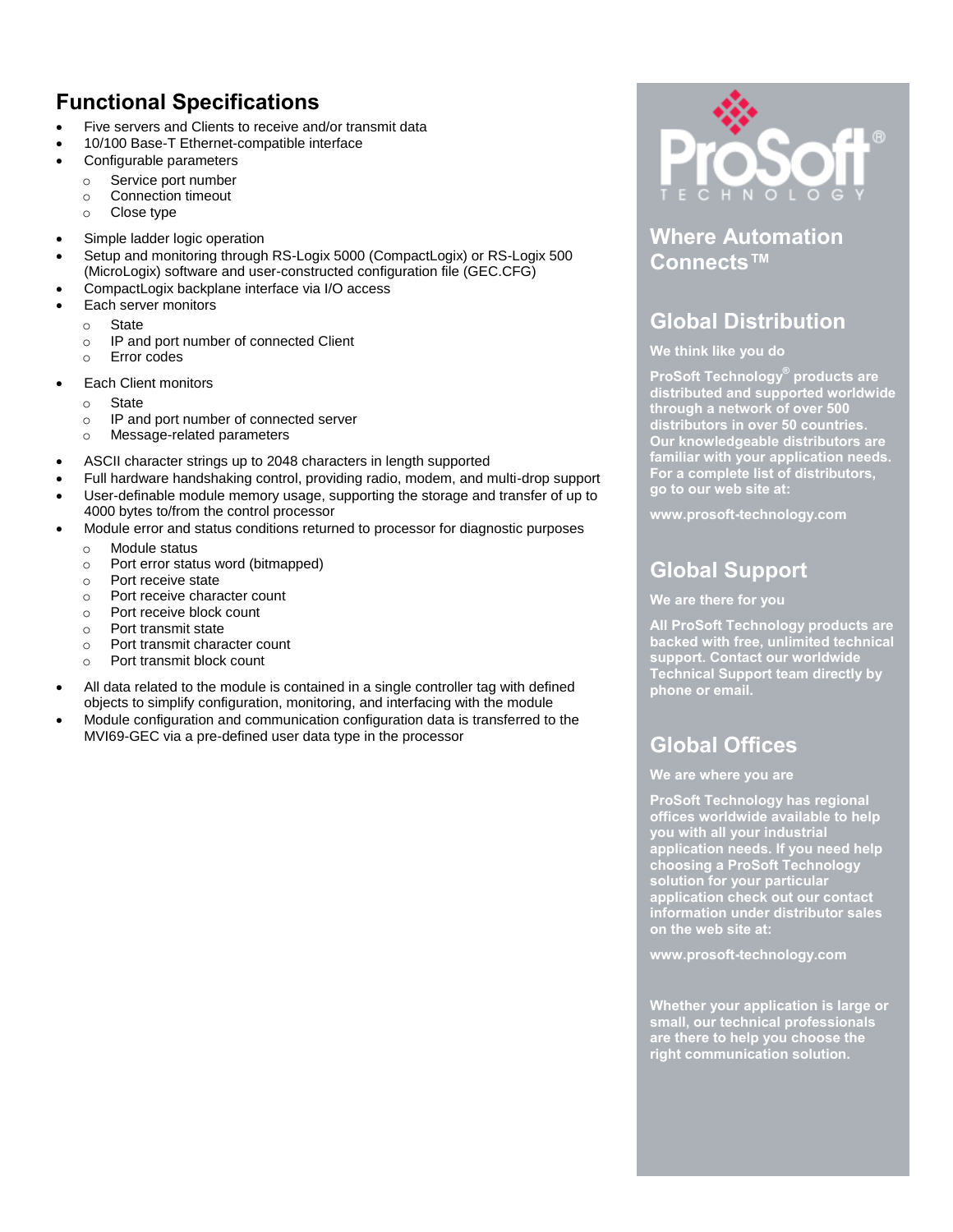## Functional Specifications

- Five servers and Clients to receive and/or transmit data
- 10/100 Base-T Ethernet-compatible interface
- Configurable parameters
  - Service port number
  - Connection timeout
  - Close type
- Simple ladder logic operation
- Setup and monitoring through RS-Logix 5000 (CompactLogix) or RS-Logix 500 (MicroLogix) software and user-constructed configuration file (GEC.CFG)
- CompactLogix backplane interface via I/O access
- Each server monitors
  - State
  - IP and port number of connected Client
  - Error codes
- Each Client monitors
  - State
  - IP and port number of connected server
  - Message-related parameters
- ASCII character strings up to 2048 characters in length supported
- Full hardware handshaking control, providing radio, modem, and multi-drop support
- User-definable module memory usage, supporting the storage and transfer of up to 4000 bytes to/from the control processor
- Module error and status conditions returned to processor for diagnostic purposes
  - Module status
  - Port error status word (bitmapped)
  - Port receive state
  - Port receive character count
  - Port receive block count
  - Port transmit state
  - Port transmit character count
  - Port transmit block count
- All data related to the module is contained in a single controller tag with defined objects to simplify configuration, monitoring, and interfacing with the module
- Module configuration and communication configuration data is transferred to the MVI69-GEC via a pre-defined user data type in the processor

ProSoft® TECHNOLOGY

**Where Automation Connects™**

## Global Distribution

**We think like you do**

**ProSoft Technology® products are distributed and supported worldwide through a network of over 500 distributors in over 50 countries. Our knowledgeable distributors are familiar with your application needs. For a complete list of distributors, go to our web site at:**

**www.prosoft-technology.com**

## Global Support

**We are there for you**

**All ProSoft Technology products are backed with free, unlimited technical support. Contact our worldwide Technical Support team directly by phone or email.**

## Global Offices

**We are where you are**

**ProSoft Technology has regional offices worldwide available to help you with all your industrial application needs. If you need help choosing a ProSoft Technology solution for your particular application check out our contact information under distributor sales on the web site at:**

**www.prosoft-technology.com**

**Whether your application is large or small, our technical professionals are there to help you choose the right communication solution.**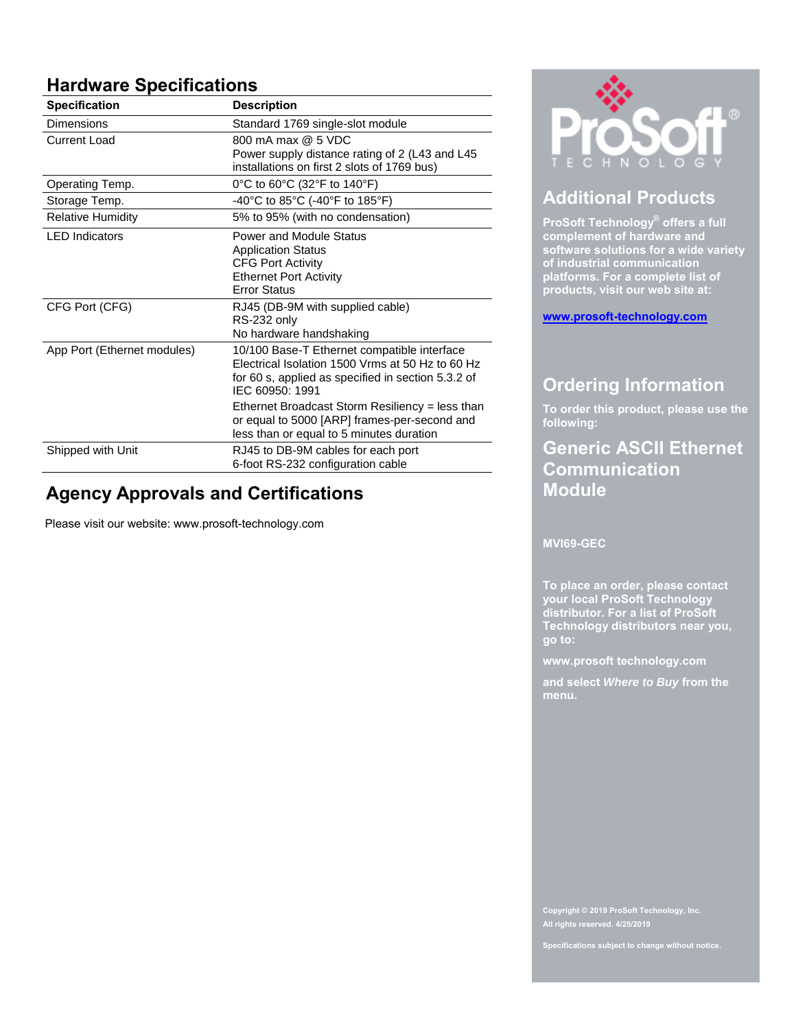## Hardware Specifications

| Specification | Description |
|---|---|
| Dimensions | Standard 1769 single-slot module |
| Current Load | 800 mA max @ 5 VDC<br>Power supply distance rating of 2 (L43 and L45 installations on first 2 slots of 1769 bus) |
| Operating Temp. | 0°C to 60°C (32°F to 140°F) |
| Storage Temp. | -40°C to 85°C (-40°F to 185°F) |
| Relative Humidity | 5% to 95% (with no condensation) |
| LED Indicators | Power and Module Status<br>Application Status<br>CFG Port Activity<br>Ethernet Port Activity<br>Error Status |
| CFG Port (CFG) | RJ45 (DB-9M with supplied cable)<br>RS-232 only<br>No hardware handshaking |
| App Port (Ethernet modules) | 10/100 Base-T Ethernet compatible interface<br>Electrical Isolation 1500 Vrms at 50 Hz to 60 Hz for 60 s, applied as specified in section 5.3.2 of IEC 60950: 1991<br>Ethernet Broadcast Storm Resiliency = less than or equal to 5000 [ARP] frames-per-second and less than or equal to 5 minutes duration |
| Shipped with Unit | RJ45 to DB-9M cables for each port<br>6-foot RS-232 configuration cable |

## Agency Approvals and Certifications

Please visit our website: www.prosoft-technology.com

ProSoft TECHNOLOGY

## Additional Products

**ProSoft Technology® offers a full complement of hardware and software solutions for a wide variety of industrial communication platforms. For a complete list of products, visit our web site at:**

**www.prosoft-technology.com**

## Ordering Information

**To order this product, please use the following:**

## Generic ASCII Ethernet Communication Module

**MVI69-GEC**

**To place an order, please contact your local ProSoft Technology distributor. For a list of ProSoft Technology distributors near you, go to:**

**www.prosoft technology.com**

**and select *Where to Buy* from the menu.**

Copyright © 2019 ProSoft Technology, Inc. All rights reserved. 4/25/2019

Specifications subject to change without notice.